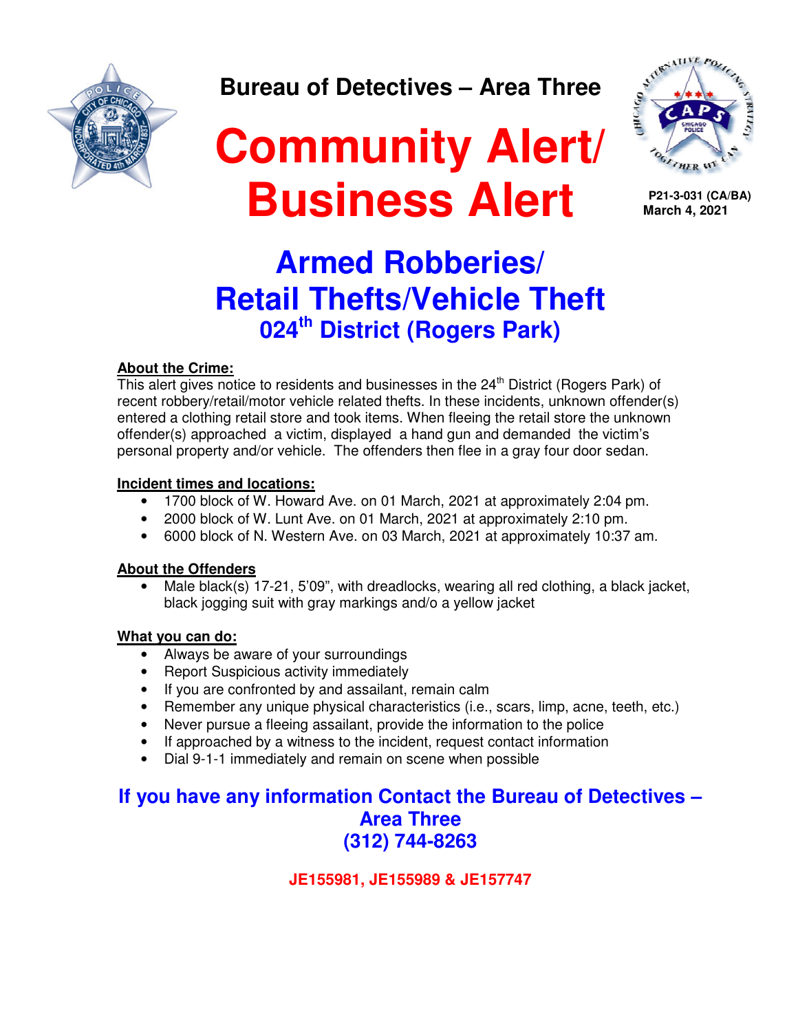# Bureau of Detectives – Area Three

# Community Alert/ Business Alert

P21-3-031 (CA/BA)
March 4, 2021

## Armed Robberies/ Retail Thefts/Vehicle Theft

### 024th District (Rogers Park)

**About the Crime:**

This alert gives notice to residents and businesses in the 24th District (Rogers Park) of recent robbery/retail/motor vehicle related thefts. In these incidents, unknown offender(s) entered a clothing retail store and took items. When fleeing the retail store the unknown offender(s) approached a victim, displayed a hand gun and demanded the victim's personal property and/or vehicle. The offenders then flee in a gray four door sedan.

**Incident times and locations:**

- 1700 block of W. Howard Ave. on 01 March, 2021 at approximately 2:04 pm.
- 2000 block of W. Lunt Ave. on 01 March, 2021 at approximately 2:10 pm.
- 6000 block of N. Western Ave. on 03 March, 2021 at approximately 10:37 am.

**About the Offenders**

- Male black(s) 17-21, 5'09", with dreadlocks, wearing all red clothing, a black jacket, black jogging suit with gray markings and/o a yellow jacket

**What you can do:**

- Always be aware of your surroundings
- Report Suspicious activity immediately
- If you are confronted by and assailant, remain calm
- Remember any unique physical characteristics (i.e., scars, limp, acne, teeth, etc.)
- Never pursue a fleeing assailant, provide the information to the police
- If approached by a witness to the incident, request contact information
- Dial 9-1-1 immediately and remain on scene when possible

**If you have any information Contact the Bureau of Detectives – Area Three (312) 744-8263**

**JE155981, JE155989 & JE157747**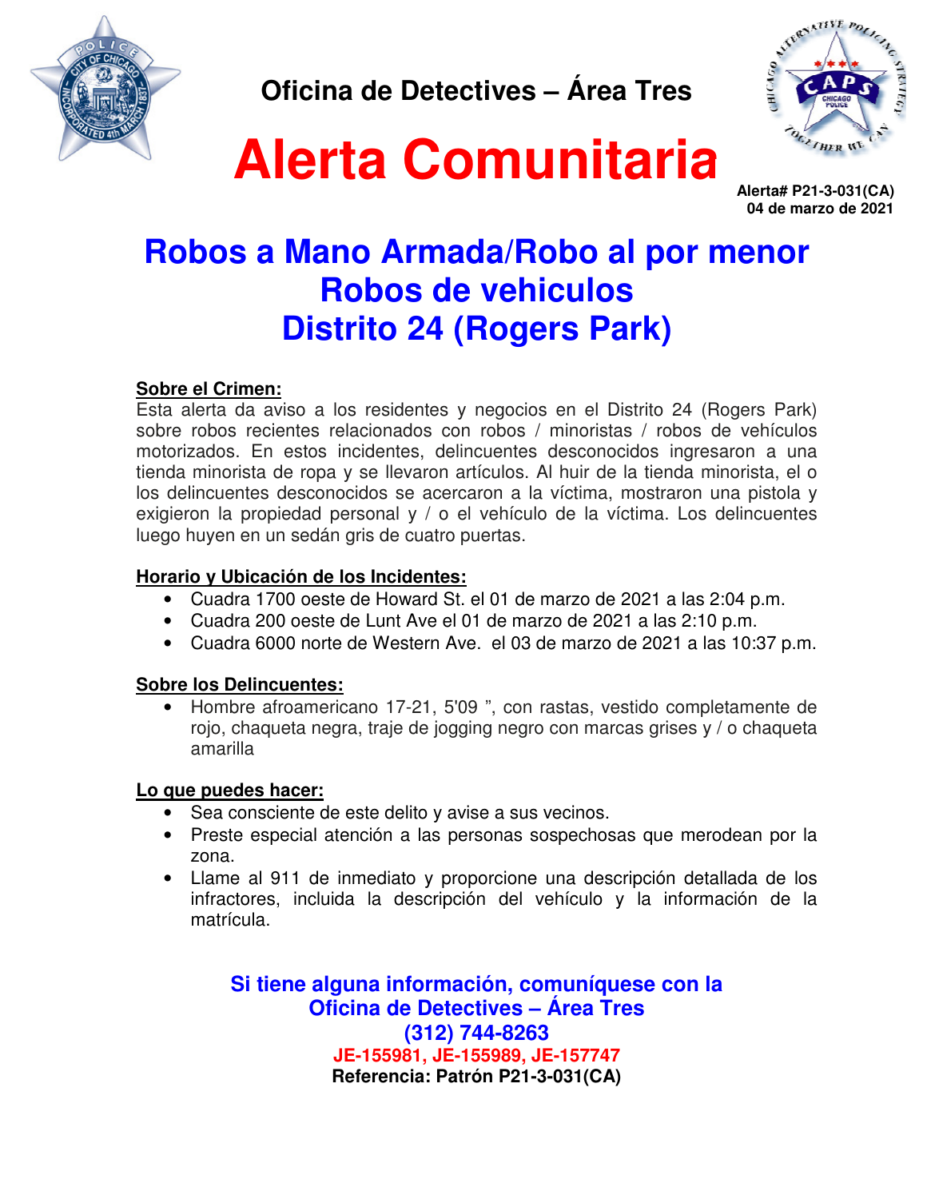**Oficina de Detectives – Área Tres**

# Alerta Comunitaria

**Alerta# P21-3-031(CA)**
**04 de marzo de 2021**

## Robos a Mano Armada/Robo al por menor
## Robos de vehiculos
## Distrito 24 (Rogers Park)

**Sobre el Crimen:**

Esta alerta da aviso a los residentes y negocios en el Distrito 24 (Rogers Park) sobre robos recientes relacionados con robos / minoristas / robos de vehículos motorizados. En estos incidentes, delincuentes desconocidos ingresaron a una tienda minorista de ropa y se llevaron artículos. Al huir de la tienda minorista, el o los delincuentes desconocidos se acercaron a la víctima, mostraron una pistola y exigieron la propiedad personal y / o el vehículo de la víctima. Los delincuentes luego huyen en un sedán gris de cuatro puertas.

**Horario y Ubicación de los Incidentes:**

- Cuadra 1700 oeste de Howard St. el 01 de marzo de 2021 a las 2:04 p.m.
- Cuadra 200 oeste de Lunt Ave el 01 de marzo de 2021 a las 2:10 p.m.
- Cuadra 6000 norte de Western Ave. el 03 de marzo de 2021 a las 10:37 p.m.

**Sobre los Delincuentes:**

- Hombre afroamericano 17-21, 5'09 ", con rastas, vestido completamente de rojo, chaqueta negra, traje de jogging negro con marcas grises y / o chaqueta amarilla

**Lo que puedes hacer:**

- Sea consciente de este delito y avise a sus vecinos.
- Preste especial atención a las personas sospechosas que merodean por la zona.
- Llame al 911 de inmediato y proporcione una descripción detallada de los infractores, incluida la descripción del vehículo y la información de la matrícula.

**Si tiene alguna información, comuníquese con la**
**Oficina de Detectives – Área Tres**
**(312) 744-8263**
**JE-155981, JE-155989, JE-157747**
**Referencia: Patrón P21-3-031(CA)**